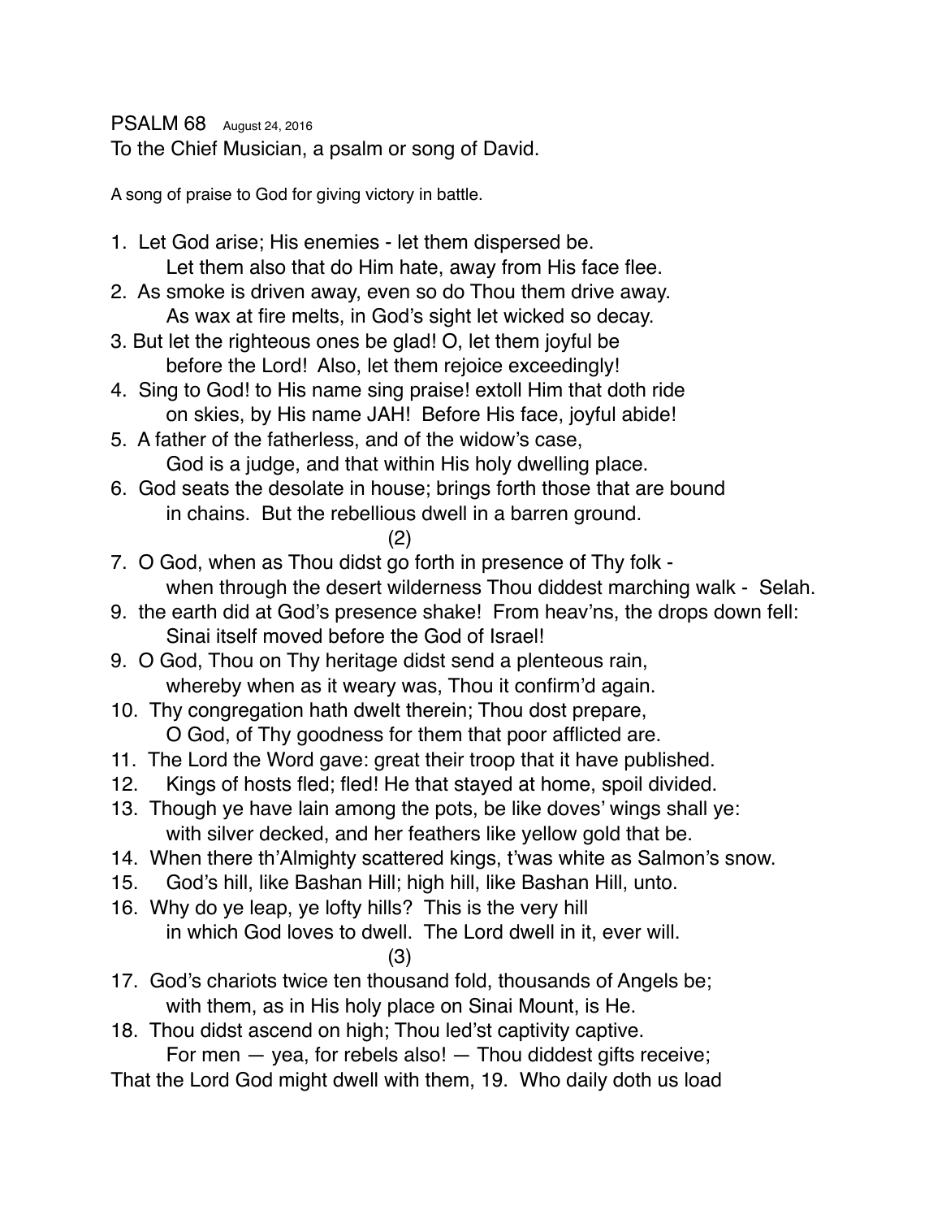PSALM 68 August 24, 2016

To the Chief Musician, a psalm or song of David.

A song of praise to God for giving victory in battle.

1. Let God arise; His enemies - let them dispersed be.
   Let them also that do Him hate, away from His face flee.
2. As smoke is driven away, even so do Thou them drive away.
   As wax at fire melts, in God's sight let wicked so decay.
3. But let the righteous ones be glad! O, let them joyful be
   before the Lord! Also, let them rejoice exceedingly!
4. Sing to God! to His name sing praise! extoll Him that doth ride
   on skies, by His name JAH! Before His face, joyful abide!
5. A father of the fatherless, and of the widow's case,
   God is a judge, and that within His holy dwelling place.
6. God seats the desolate in house; brings forth those that are bound
   in chains. But the rebellious dwell in a barren ground.

(2)

7. O God, when as Thou didst go forth in presence of Thy folk -
   when through the desert wilderness Thou diddest marching walk - Selah.
9. the earth did at God's presence shake! From heav'ns, the drops down fell:
   Sinai itself moved before the God of Israel!
9. O God, Thou on Thy heritage didst send a plenteous rain,
   whereby when as it weary was, Thou it confirm'd again.
10. Thy congregation hath dwelt therein; Thou dost prepare,
    O God, of Thy goodness for them that poor afflicted are.
11. The Lord the Word gave: great their troop that it have published.
12. Kings of hosts fled; fled! He that stayed at home, spoil divided.
13. Though ye have lain among the pots, be like doves' wings shall ye:
    with silver decked, and her feathers like yellow gold that be.
14. When there th'Almighty scattered kings, t'was white as Salmon's snow.
15. God's hill, like Bashan Hill; high hill, like Bashan Hill, unto.
16. Why do ye leap, ye lofty hills? This is the very hill
    in which God loves to dwell. The Lord dwell in it, ever will.

(3)

17. God's chariots twice ten thousand fold, thousands of Angels be;
    with them, as in His holy place on Sinai Mount, is He.
18. Thou didst ascend on high; Thou led'st captivity captive.
    For men — yea, for rebels also! — Thou diddest gifts receive;

That the Lord God might dwell with them, 19. Who daily doth us load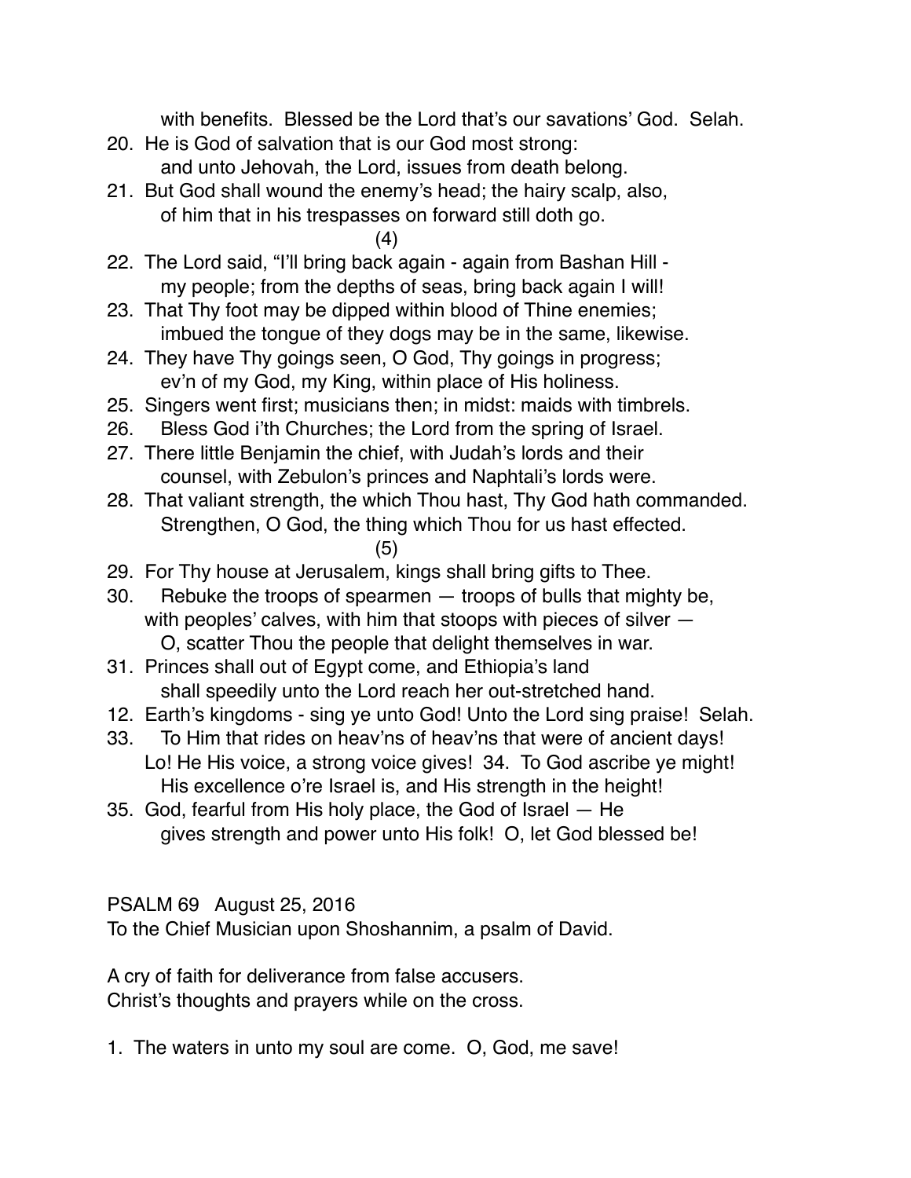with benefits. Blessed be the Lord that's our savations' God. Selah.

20. He is God of salvation that is our God most strong:
    and unto Jehovah, the Lord, issues from death belong.
21. But God shall wound the enemy's head; the hairy scalp, also,
    of him that in his trespasses on forward still doth go.

(4)

22. The Lord said, "I'll bring back again - again from Bashan Hill -
    my people; from the depths of seas, bring back again I will!
23. That Thy foot may be dipped within blood of Thine enemies;
    imbued the tongue of they dogs may be in the same, likewise.
24. They have Thy goings seen, O God, Thy goings in progress;
    ev'n of my God, my King, within place of His holiness.
25. Singers went first; musicians then; in midst: maids with timbrels.
26. Bless God i'th Churches; the Lord from the spring of Israel.
27. There little Benjamin the chief, with Judah's lords and their
    counsel, with Zebulon's princes and Naphtali's lords were.
28. That valiant strength, the which Thou hast, Thy God hath commanded.
    Strengthen, O God, the thing which Thou for us hast effected.

(5)

29. For Thy house at Jerusalem, kings shall bring gifts to Thee.
30. Rebuke the troops of spearmen — troops of bulls that mighty be,
    with peoples' calves, with him that stoops with pieces of silver —
    O, scatter Thou the people that delight themselves in war.
31. Princes shall out of Egypt come, and Ethiopia's land
    shall speedily unto the Lord reach her out-stretched hand.
12. Earth's kingdoms - sing ye unto God! Unto the Lord sing praise! Selah.
33. To Him that rides on heav'ns of heav'ns that were of ancient days!
    Lo! He His voice, a strong voice gives! 34. To God ascribe ye might!
    His excellence o're Israel is, and His strength in the height!
35. God, fearful from His holy place, the God of Israel — He
    gives strength and power unto His folk! O, let God blessed be!

PSALM 69 August 25, 2016
To the Chief Musician upon Shoshannim, a psalm of David.

A cry of faith for deliverance from false accusers.
Christ's thoughts and prayers while on the cross.

1. The waters in unto my soul are come. O, God, me save!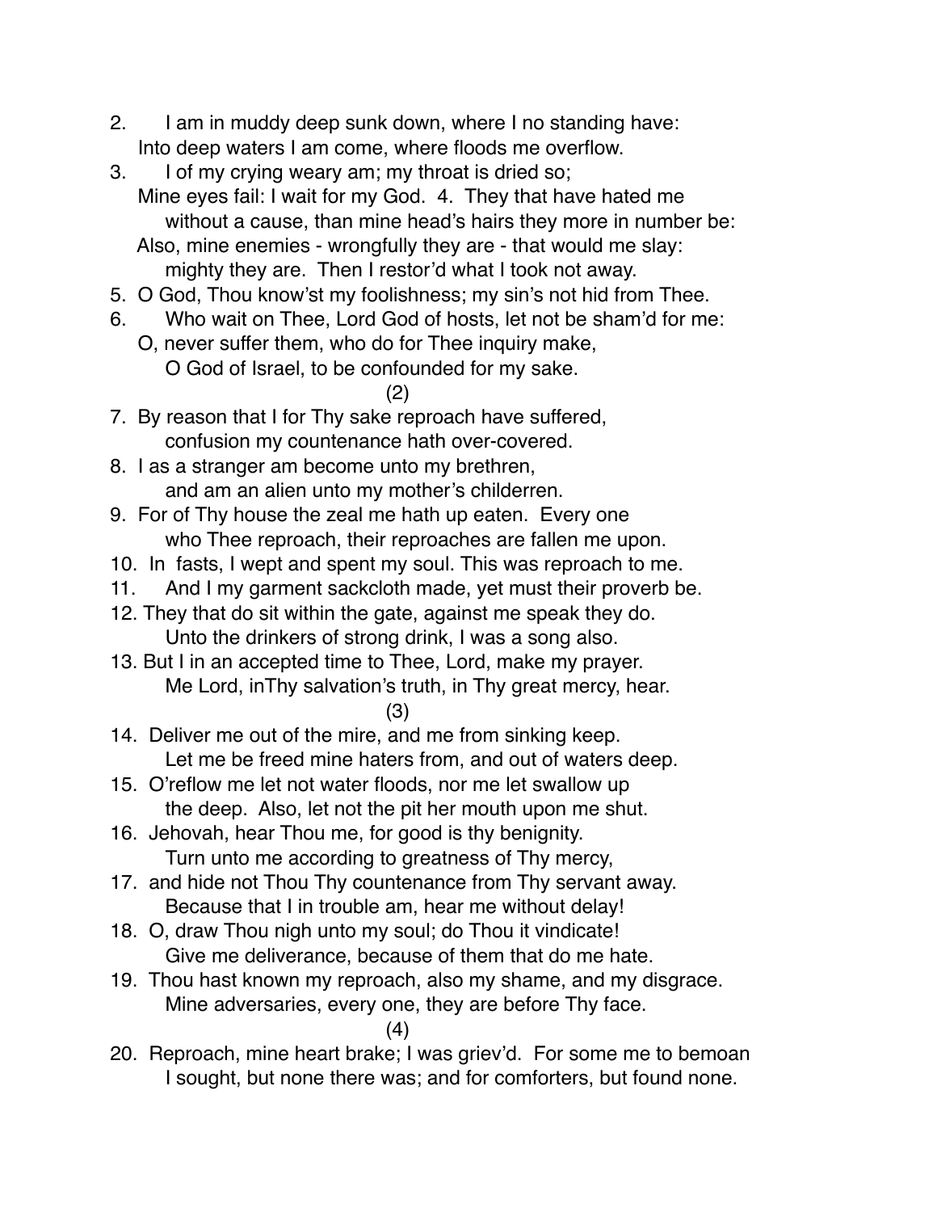2. I am in muddy deep sunk down, where I no standing have:
   Into deep waters I am come, where floods me overflow.
3. I of my crying weary am; my throat is dried so;
   Mine eyes fail: I wait for my God. 4. They that have hated me
   without a cause, than mine head's hairs they more in number be:
   Also, mine enemies - wrongfully they are - that would me slay:
   mighty they are. Then I restor'd what I took not away.
5. O God, Thou know'st my foolishness; my sin's not hid from Thee.
6. Who wait on Thee, Lord God of hosts, let not be sham'd for me:
   O, never suffer them, who do for Thee inquiry make,
   O God of Israel, to be confounded for my sake.

(2)

7. By reason that I for Thy sake reproach have suffered,
   confusion my countenance hath over-covered.
8. I as a stranger am become unto my brethren,
   and am an alien unto my mother's childerren.
9. For of Thy house the zeal me hath up eaten. Every one
   who Thee reproach, their reproaches are fallen me upon.
10. In fasts, I wept and spent my soul. This was reproach to me.
11. And I my garment sackcloth made, yet must their proverb be.
12. They that do sit within the gate, against me speak they do.
    Unto the drinkers of strong drink, I was a song also.
13. But I in an accepted time to Thee, Lord, make my prayer.
    Me Lord, inThy salvation's truth, in Thy great mercy, hear.

(3)

14. Deliver me out of the mire, and me from sinking keep.
    Let me be freed mine haters from, and out of waters deep.
15. O'reflow me let not water floods, nor me let swallow up
    the deep. Also, let not the pit her mouth upon me shut.
16. Jehovah, hear Thou me, for good is thy benignity.
    Turn unto me according to greatness of Thy mercy,
17. and hide not Thou Thy countenance from Thy servant away.
    Because that I in trouble am, hear me without delay!
18. O, draw Thou nigh unto my soul; do Thou it vindicate!
    Give me deliverance, because of them that do me hate.
19. Thou hast known my reproach, also my shame, and my disgrace.
    Mine adversaries, every one, they are before Thy face.

(4)

20. Reproach, mine heart brake; I was griev'd. For some me to bemoan
    I sought, but none there was; and for comforters, but found none.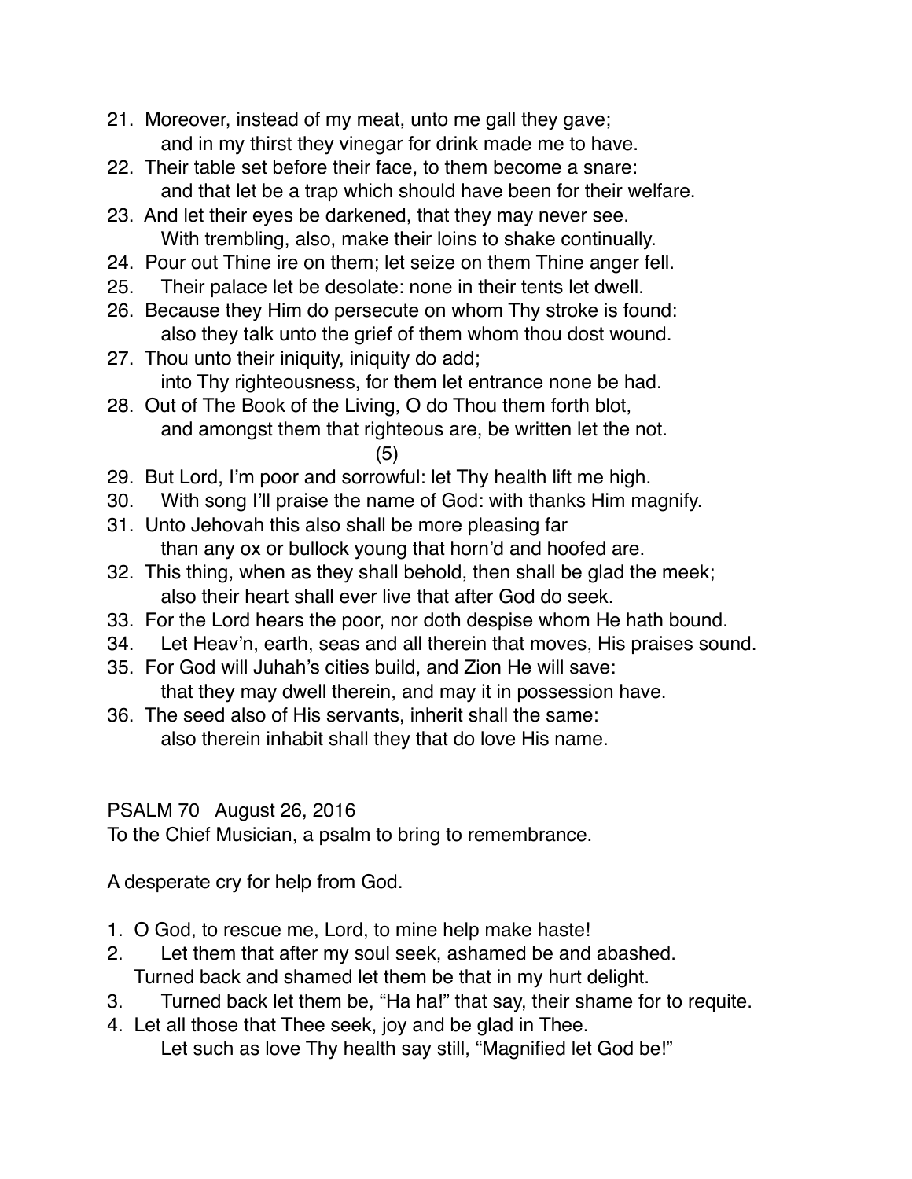21. Moreover, instead of my meat, unto me gall they gave;
    and in my thirst they vinegar for drink made me to have.
22. Their table set before their face, to them become a snare:
    and that let be a trap which should have been for their welfare.
23. And let their eyes be darkened, that they may never see.
    With trembling, also, make their loins to shake continually.
24. Pour out Thine ire on them; let seize on them Thine anger fell.
25. Their palace let be desolate: none in their tents let dwell.
26. Because they Him do persecute on whom Thy stroke is found:
    also they talk unto the grief of them whom thou dost wound.
27. Thou unto their iniquity, iniquity do add;
    into Thy righteousness, for them let entrance none be had.
28. Out of The Book of the Living, O do Thou them forth blot,
    and amongst them that righteous are, be written let the not.

(5)

29. But Lord, I'm poor and sorrowful: let Thy health lift me high.
30. With song I'll praise the name of God: with thanks Him magnify.
31. Unto Jehovah this also shall be more pleasing far
    than any ox or bullock young that horn'd and hoofed are.
32. This thing, when as they shall behold, then shall be glad the meek;
    also their heart shall ever live that after God do seek.
33. For the Lord hears the poor, nor doth despise whom He hath bound.
34. Let Heav'n, earth, seas and all therein that moves, His praises sound.
35. For God will Juhah's cities build, and Zion He will save:
    that they may dwell therein, and may it in possession have.
36. The seed also of His servants, inherit shall the same:
    also therein inhabit shall they that do love His name.

PSALM 70 August 26, 2016

To the Chief Musician, a psalm to bring to remembrance.

A desperate cry for help from God.

1. O God, to rescue me, Lord, to mine help make haste!
2. Let them that after my soul seek, ashamed be and abashed.
   Turned back and shamed let them be that in my hurt delight.
3. Turned back let them be, "Ha ha!" that say, their shame for to requite.
4. Let all those that Thee seek, joy and be glad in Thee.
   Let such as love Thy health say still, "Magnified let God be!"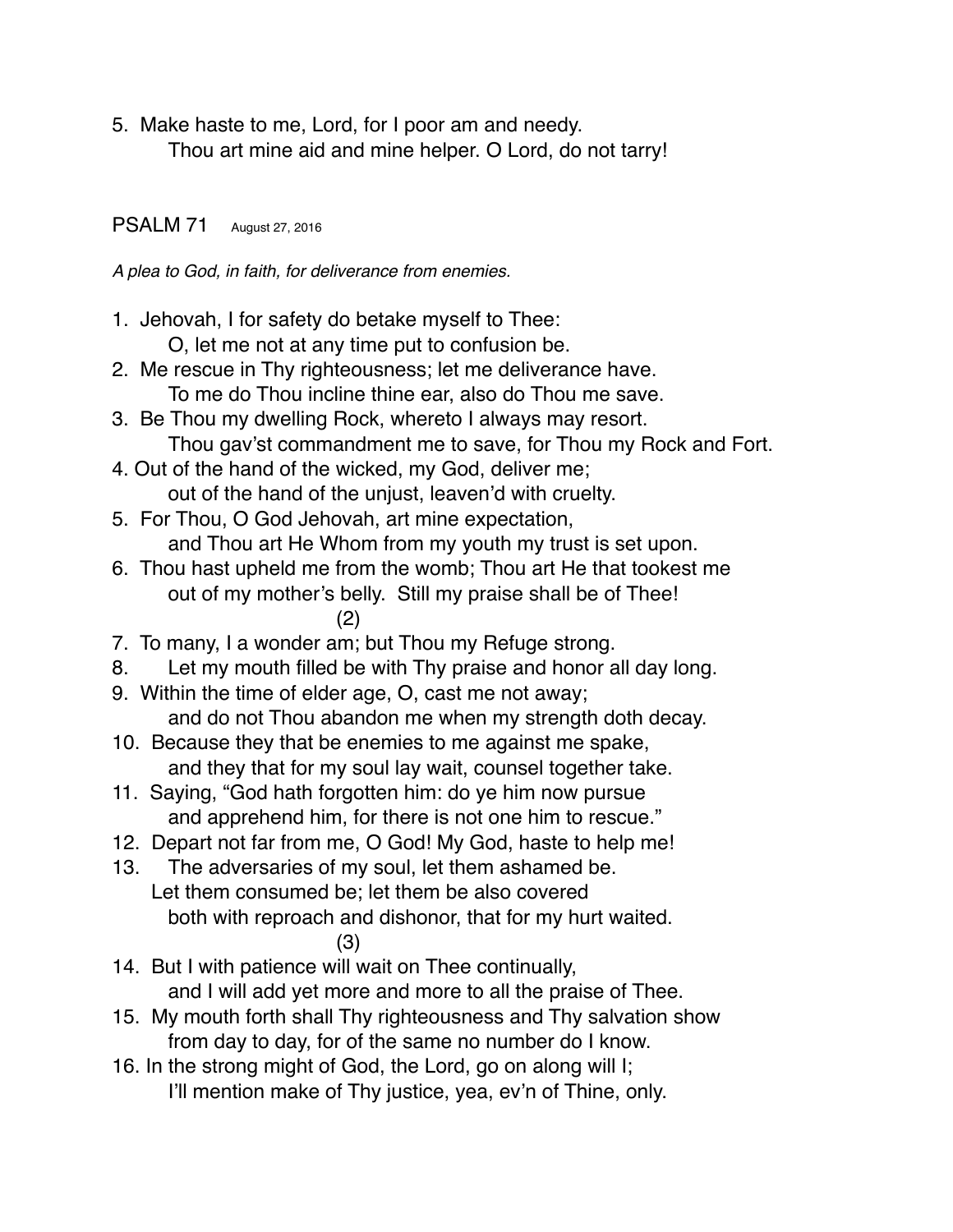5. Make haste to me, Lord, for I poor am and needy.
 Thou art mine aid and mine helper. O Lord, do not tarry!

## PSALM 71 August 27, 2016

*A plea to God, in faith, for deliverance from enemies.*

1. Jehovah, I for safety do betake myself to Thee:
 O, let me not at any time put to confusion be.
2. Me rescue in Thy righteousness; let me deliverance have.
 To me do Thou incline thine ear, also do Thou me save.
3. Be Thou my dwelling Rock, whereto I always may resort.
 Thou gav'st commandment me to save, for Thou my Rock and Fort.
4. Out of the hand of the wicked, my God, deliver me;
 out of the hand of the unjust, leaven'd with cruelty.
5. For Thou, O God Jehovah, art mine expectation,
 and Thou art He Whom from my youth my trust is set upon.
6. Thou hast upheld me from the womb; Thou art He that tookest me
 out of my mother's belly. Still my praise shall be of Thee!

(2)

7. To many, I a wonder am; but Thou my Refuge strong.
8. Let my mouth filled be with Thy praise and honor all day long.
9. Within the time of elder age, O, cast me not away;
 and do not Thou abandon me when my strength doth decay.
10. Because they that be enemies to me against me spake,
 and they that for my soul lay wait, counsel together take.
11. Saying, "God hath forgotten him: do ye him now pursue
 and apprehend him, for there is not one him to rescue."
12. Depart not far from me, O God! My God, haste to help me!
13. The adversaries of my soul, let them ashamed be.
 Let them consumed be; let them be also covered
 both with reproach and dishonor, that for my hurt waited.

(3)

14. But I with patience will wait on Thee continually,
 and I will add yet more and more to all the praise of Thee.
15. My mouth forth shall Thy righteousness and Thy salvation show
 from day to day, for of the same no number do I know.
16. In the strong might of God, the Lord, go on along will I;
 I'll mention make of Thy justice, yea, ev'n of Thine, only.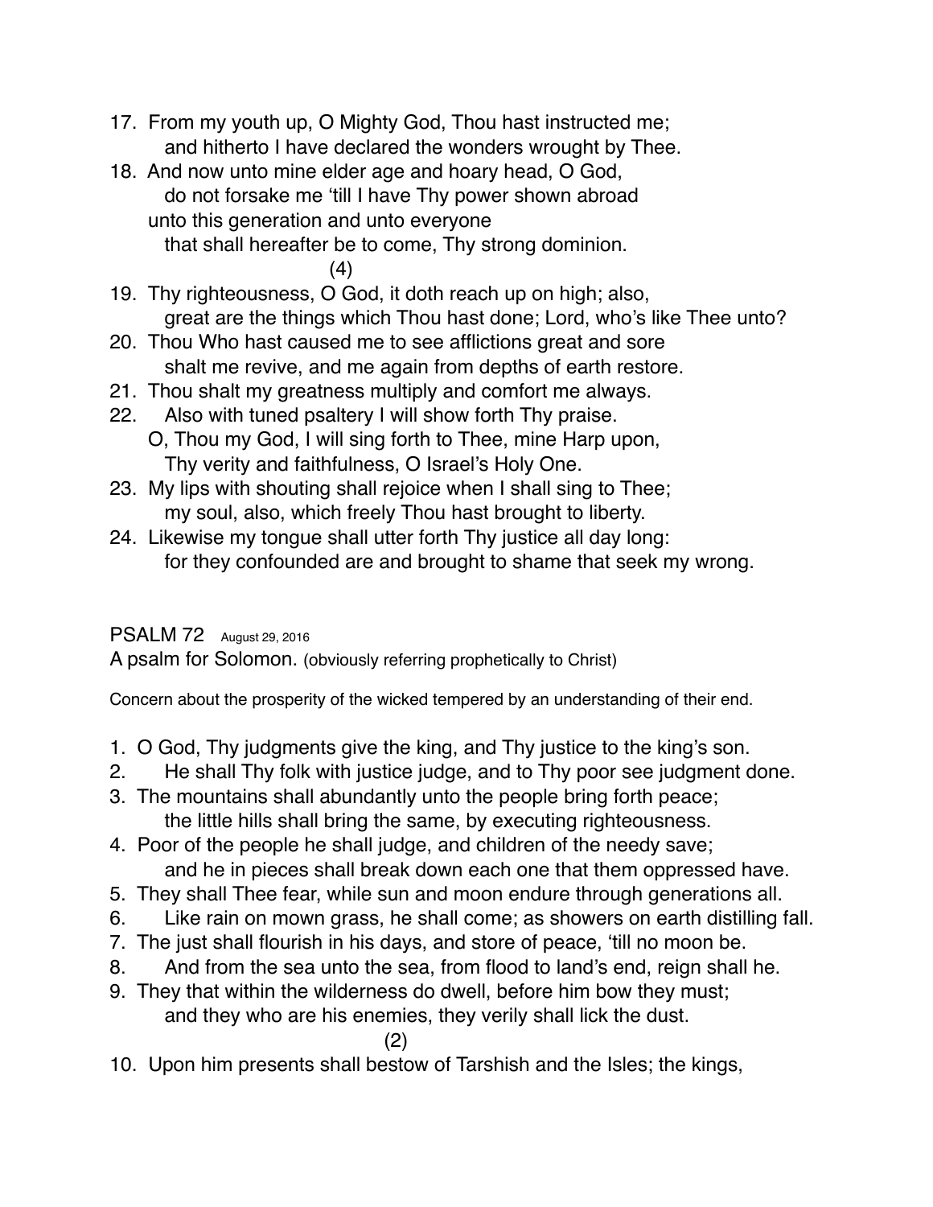17. From my youth up, O Mighty God, Thou hast instructed me;
    and hitherto I have declared the wonders wrought by Thee.
18. And now unto mine elder age and hoary head, O God,
    do not forsake me 'till I have Thy power shown abroad
    unto this generation and unto everyone
    that shall hereafter be to come, Thy strong dominion.

(4)

19. Thy righteousness, O God, it doth reach up on high; also,
    great are the things which Thou hast done; Lord, who's like Thee unto?
20. Thou Who hast caused me to see afflictions great and sore
    shalt me revive, and me again from depths of earth restore.
21. Thou shalt my greatness multiply and comfort me always.
22. Also with tuned psaltery I will show forth Thy praise.
    O, Thou my God, I will sing forth to Thee, mine Harp upon,
    Thy verity and faithfulness, O Israel's Holy One.
23. My lips with shouting shall rejoice when I shall sing to Thee;
    my soul, also, which freely Thou hast brought to liberty.
24. Likewise my tongue shall utter forth Thy justice all day long:
    for they confounded are and brought to shame that seek my wrong.

## PSALM 72 August 29, 2016

A psalm for Solomon. (obviously referring prophetically to Christ)

Concern about the prosperity of the wicked tempered by an understanding of their end.

1. O God, Thy judgments give the king, and Thy justice to the king's son.
2. He shall Thy folk with justice judge, and to Thy poor see judgment done.
3. The mountains shall abundantly unto the people bring forth peace;
   the little hills shall bring the same, by executing righteousness.
4. Poor of the people he shall judge, and children of the needy save;
   and he in pieces shall break down each one that them oppressed have.
5. They shall Thee fear, while sun and moon endure through generations all.
6. Like rain on mown grass, he shall come; as showers on earth distilling fall.
7. The just shall flourish in his days, and store of peace, 'till no moon be.
8. And from the sea unto the sea, from flood to land's end, reign shall he.
9. They that within the wilderness do dwell, before him bow they must;
   and they who are his enemies, they verily shall lick the dust.

(2)

10. Upon him presents shall bestow of Tarshish and the Isles; the kings,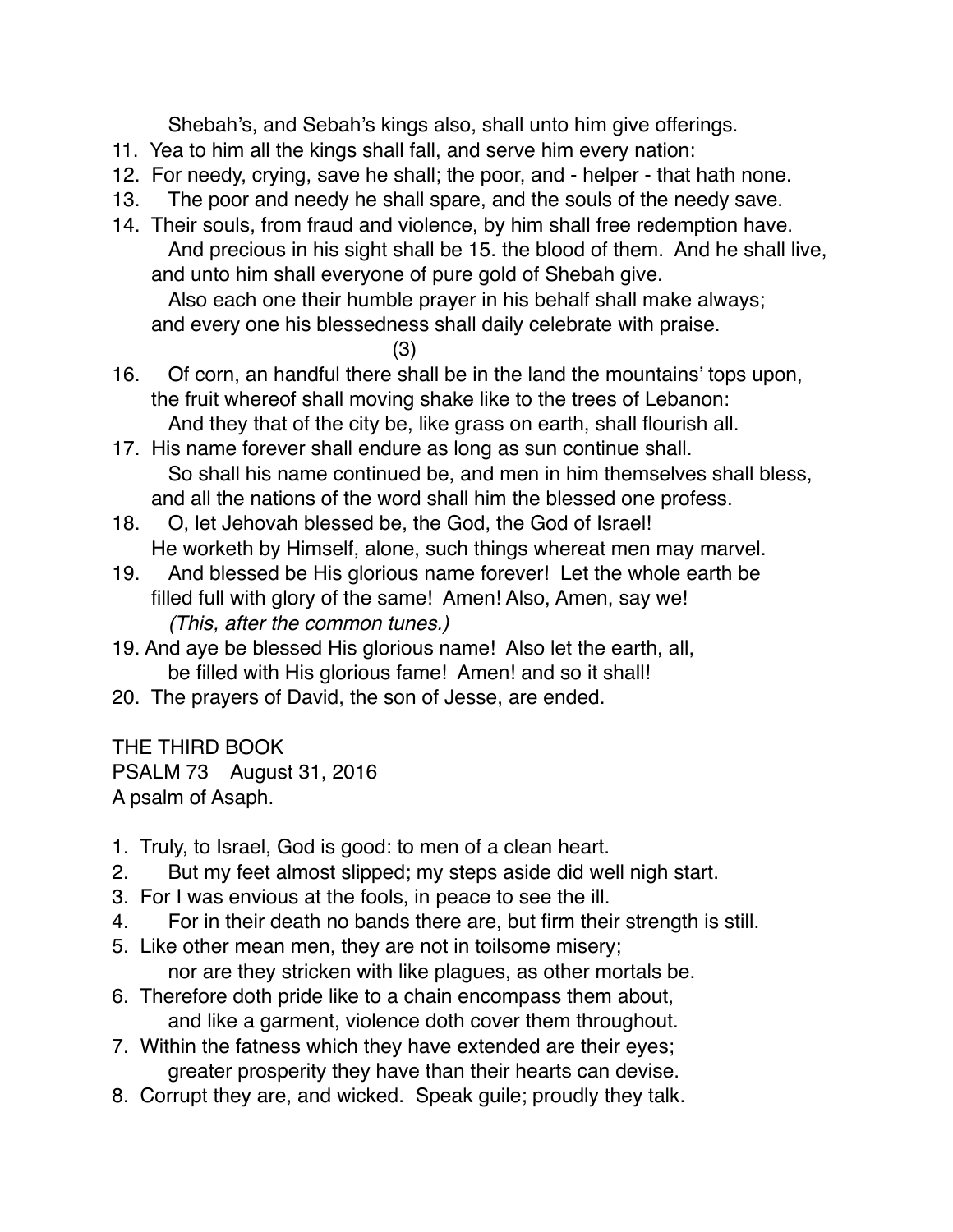Shebah's, and Sebah's kings also, shall unto him give offerings.

11. Yea to him all the kings shall fall, and serve him every nation:
12. For needy, crying, save he shall; the poor, and - helper - that hath none.
13. The poor and needy he shall spare, and the souls of the needy save.
14. Their souls, from fraud and violence, by him shall free redemption have.
    And precious in his sight shall be 15. the blood of them. And he shall live,
    and unto him shall everyone of pure gold of Shebah give.
    Also each one their humble prayer in his behalf shall make always;
    and every one his blessedness shall daily celebrate with praise.

(3)

16. Of corn, an handful there shall be in the land the mountains' tops upon,
    the fruit whereof shall moving shake like to the trees of Lebanon:
    And they that of the city be, like grass on earth, shall flourish all.
17. His name forever shall endure as long as sun continue shall.
    So shall his name continued be, and men in him themselves shall bless,
    and all the nations of the word shall him the blessed one profess.
18. O, let Jehovah blessed be, the God, the God of Israel!
    He worketh by Himself, alone, such things whereat men may marvel.
19. And blessed be His glorious name forever! Let the whole earth be
    filled full with glory of the same! Amen! Also, Amen, say we!
    *(This, after the common tunes.)*

19. And aye be blessed His glorious name! Also let the earth, all,
    be filled with His glorious fame! Amen! and so it shall!
20. The prayers of David, the son of Jesse, are ended.

THE THIRD BOOK

PSALM 73 August 31, 2016

A psalm of Asaph.

1. Truly, to Israel, God is good: to men of a clean heart.
2. But my feet almost slipped; my steps aside did well nigh start.
3. For I was envious at the fools, in peace to see the ill.
4. For in their death no bands there are, but firm their strength is still.
5. Like other mean men, they are not in toilsome misery;
   nor are they stricken with like plagues, as other mortals be.
6. Therefore doth pride like to a chain encompass them about,
   and like a garment, violence doth cover them throughout.
7. Within the fatness which they have extended are their eyes;
   greater prosperity they have than their hearts can devise.
8. Corrupt they are, and wicked. Speak guile; proudly they talk.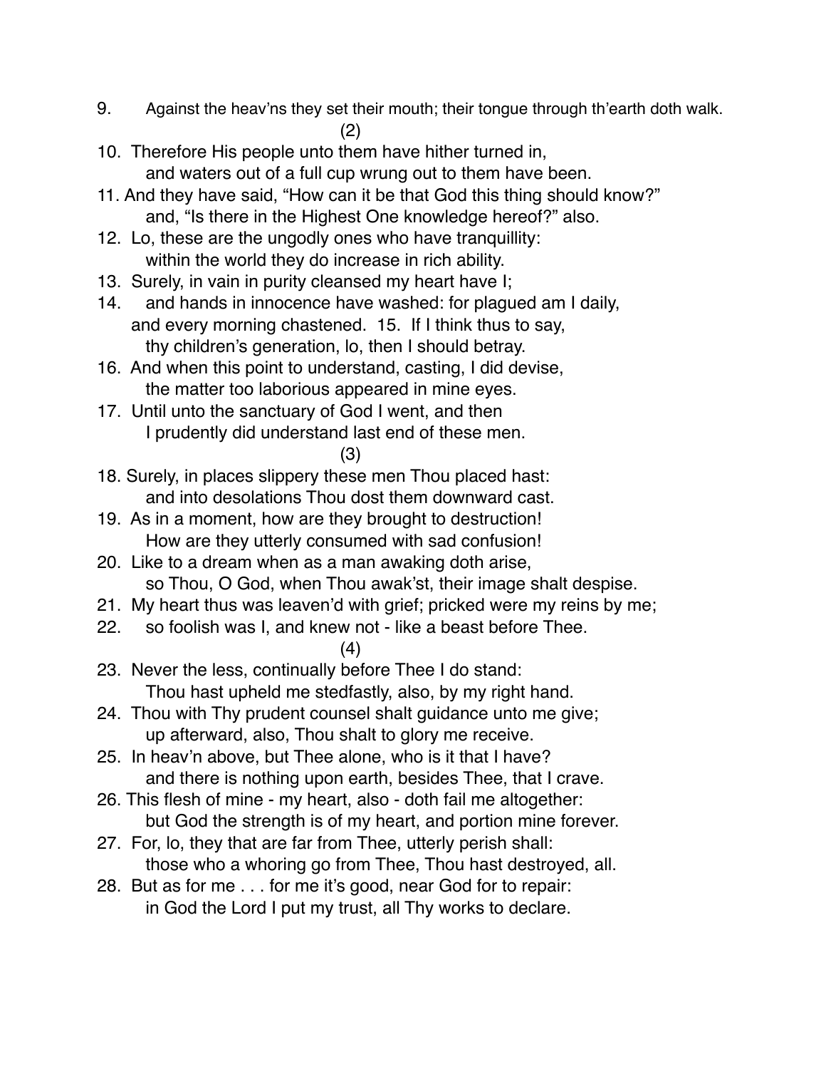9. Against the heav'ns they set their mouth; their tongue through th'earth doth walk.

(2)

10. Therefore His people unto them have hither turned in,
    and waters out of a full cup wrung out to them have been.
11. And they have said, "How can it be that God this thing should know?"
    and, "Is there in the Highest One knowledge hereof?" also.
12. Lo, these are the ungodly ones who have tranquillity:
    within the world they do increase in rich ability.
13. Surely, in vain in purity cleansed my heart have I;
14. and hands in innocence have washed: for plagued am I daily,
    and every morning chastened. 15. If I think thus to say,
    thy children's generation, lo, then I should betray.
16. And when this point to understand, casting, I did devise,
    the matter too laborious appeared in mine eyes.
17. Until unto the sanctuary of God I went, and then
    I prudently did understand last end of these men.

(3)

18. Surely, in places slippery these men Thou placed hast:
    and into desolations Thou dost them downward cast.
19. As in a moment, how are they brought to destruction!
    How are they utterly consumed with sad confusion!
20. Like to a dream when as a man awaking doth arise,
    so Thou, O God, when Thou awak'st, their image shalt despise.
21. My heart thus was leaven'd with grief; pricked were my reins by me;
22. so foolish was I, and knew not - like a beast before Thee.

(4)

23. Never the less, continually before Thee I do stand:
    Thou hast upheld me stedfastly, also, by my right hand.
24. Thou with Thy prudent counsel shalt guidance unto me give;
    up afterward, also, Thou shalt to glory me receive.
25. In heav'n above, but Thee alone, who is it that I have?
    and there is nothing upon earth, besides Thee, that I crave.
26. This flesh of mine - my heart, also - doth fail me altogether:
    but God the strength is of my heart, and portion mine forever.
27. For, lo, they that are far from Thee, utterly perish shall:
    those who a whoring go from Thee, Thou hast destroyed, all.
28. But as for me . . . for me it's good, near God for to repair:
    in God the Lord I put my trust, all Thy works to declare.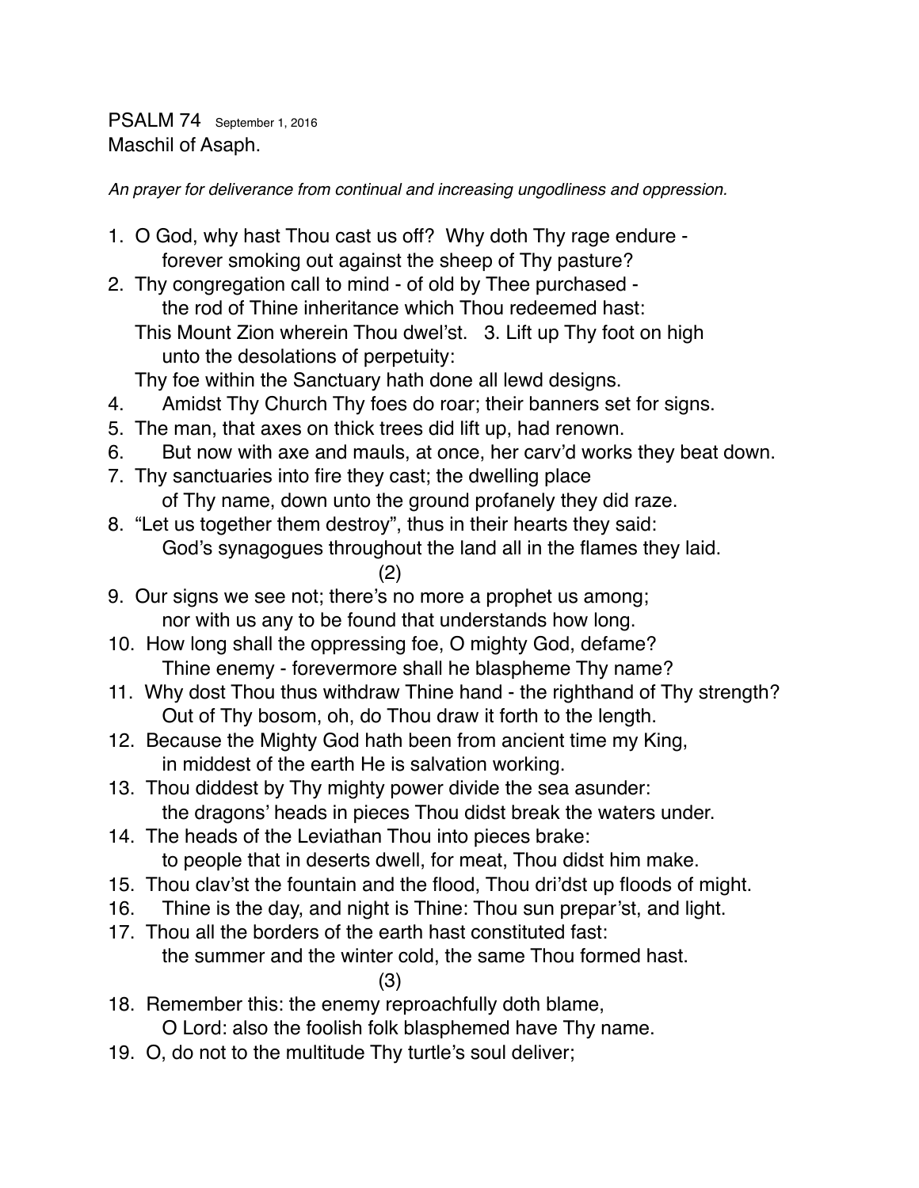PSALM 74 September 1, 2016
Maschil of Asaph.

*An prayer for deliverance from continual and increasing ungodliness and oppression.*

1. O God, why hast Thou cast us off? Why doth Thy rage endure -
   forever smoking out against the sheep of Thy pasture?
2. Thy congregation call to mind - of old by Thee purchased -
   the rod of Thine inheritance which Thou redeemed hast:
   This Mount Zion wherein Thou dwel'st. 3. Lift up Thy foot on high
   unto the desolations of perpetuity:
   Thy foe within the Sanctuary hath done all lewd designs.
4. Amidst Thy Church Thy foes do roar; their banners set for signs.
5. The man, that axes on thick trees did lift up, had renown.
6. But now with axe and mauls, at once, her carv'd works they beat down.
7. Thy sanctuaries into fire they cast; the dwelling place
   of Thy name, down unto the ground profanely they did raze.
8. "Let us together them destroy", thus in their hearts they said:
   God's synagogues throughout the land all in the flames they laid.

(2)

9. Our signs we see not; there's no more a prophet us among;
   nor with us any to be found that understands how long.
10. How long shall the oppressing foe, O mighty God, defame?
    Thine enemy - forevermore shall he blaspheme Thy name?
11. Why dost Thou thus withdraw Thine hand - the righthand of Thy strength?
    Out of Thy bosom, oh, do Thou draw it forth to the length.
12. Because the Mighty God hath been from ancient time my King,
    in middest of the earth He is salvation working.
13. Thou diddest by Thy mighty power divide the sea asunder:
    the dragons' heads in pieces Thou didst break the waters under.
14. The heads of the Leviathan Thou into pieces brake:
    to people that in deserts dwell, for meat, Thou didst him make.
15. Thou clav'st the fountain and the flood, Thou dri'dst up floods of might.
16. Thine is the day, and night is Thine: Thou sun prepar'st, and light.
17. Thou all the borders of the earth hast constituted fast:
    the summer and the winter cold, the same Thou formed hast.

(3)

18. Remember this: the enemy reproachfully doth blame,
    O Lord: also the foolish folk blasphemed have Thy name.
19. O, do not to the multitude Thy turtle's soul deliver;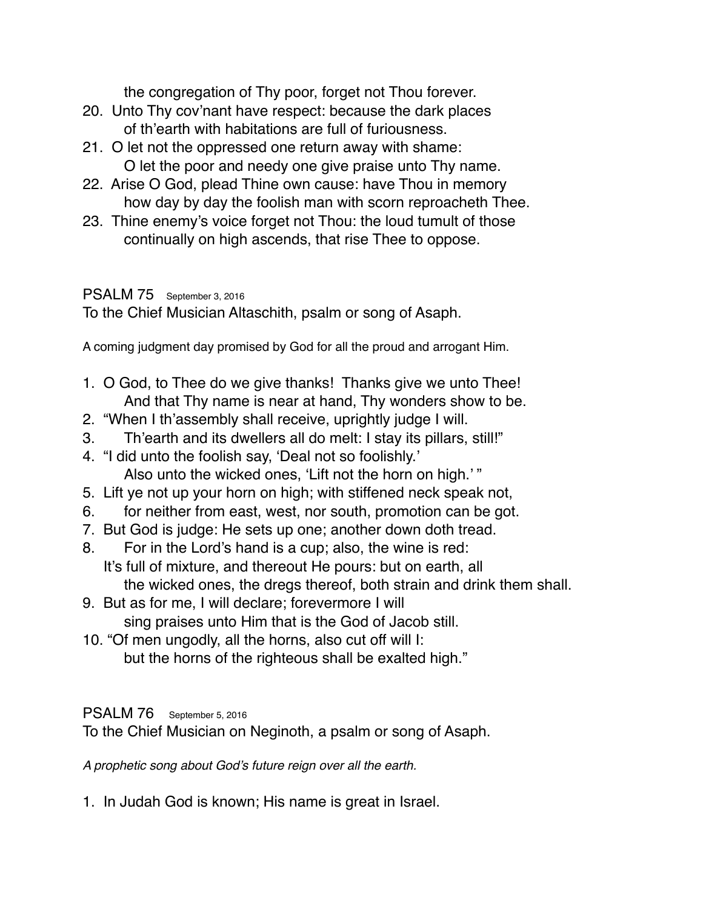the congregation of Thy poor, forget not Thou forever.

20. Unto Thy cov'nant have respect: because the dark places
    of th'earth with habitations are full of furiousness.
21. O let not the oppressed one return away with shame:
    O let the poor and needy one give praise unto Thy name.
22. Arise O God, plead Thine own cause: have Thou in memory
    how day by day the foolish man with scorn reproacheth Thee.
23. Thine enemy's voice forget not Thou: the loud tumult of those
    continually on high ascends, that rise Thee to oppose.

## PSALM 75 September 3, 2016

To the Chief Musician Altaschith, psalm or song of Asaph.

A coming judgment day promised by God for all the proud and arrogant Him.

1. O God, to Thee do we give thanks! Thanks give we unto Thee!
   And that Thy name is near at hand, Thy wonders show to be.
2. "When I th'assembly shall receive, uprightly judge I will.
3. Th'earth and its dwellers all do melt: I stay its pillars, still!"
4. "I did unto the foolish say, 'Deal not so foolishly.'
   Also unto the wicked ones, 'Lift not the horn on high.' "
5. Lift ye not up your horn on high; with stiffened neck speak not,
6. for neither from east, west, nor south, promotion can be got.
7. But God is judge: He sets up one; another down doth tread.
8. For in the Lord's hand is a cup; also, the wine is red:
   It's full of mixture, and thereout He pours: but on earth, all
   the wicked ones, the dregs thereof, both strain and drink them shall.
9. But as for me, I will declare; forevermore I will
   sing praises unto Him that is the God of Jacob still.
10. "Of men ungodly, all the horns, also cut off will I:
    but the horns of the righteous shall be exalted high."

## PSALM 76 September 5, 2016

To the Chief Musician on Neginoth, a psalm or song of Asaph.

*A prophetic song about God's future reign over all the earth.*

1. In Judah God is known; His name is great in Israel.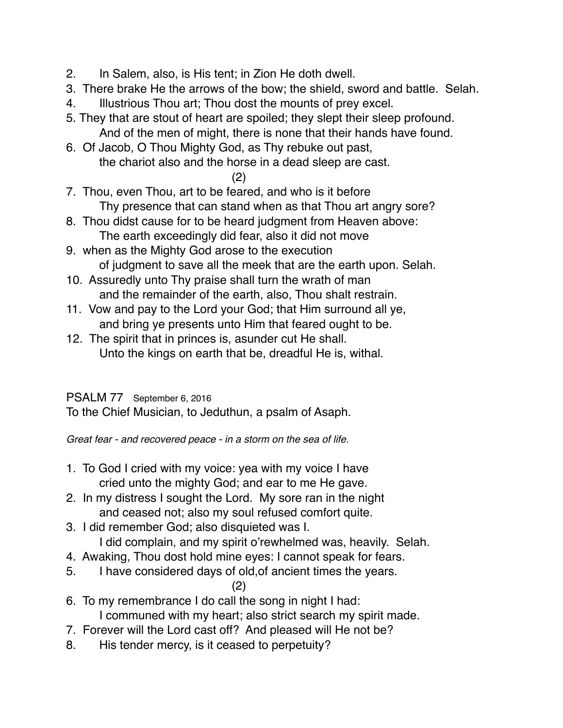2. In Salem, also, is His tent; in Zion He doth dwell.
3. There brake He the arrows of the bow; the shield, sword and battle. Selah.
4. Illustrious Thou art; Thou dost the mounts of prey excel.
5. They that are stout of heart are spoiled; they slept their sleep profound.
   And of the men of might, there is none that their hands have found.
6. Of Jacob, O Thou Mighty God, as Thy rebuke out past,
   the chariot also and the horse in a dead sleep are cast.

(2)

7. Thou, even Thou, art to be feared, and who is it before
   Thy presence that can stand when as that Thou art angry sore?
8. Thou didst cause for to be heard judgment from Heaven above:
   The earth exceedingly did fear, also it did not move
9. when as the Mighty God arose to the execution
   of judgment to save all the meek that are the earth upon. Selah.
10. Assuredly unto Thy praise shall turn the wrath of man
    and the remainder of the earth, also, Thou shalt restrain.
11. Vow and pay to the Lord your God; that Him surround all ye,
    and bring ye presents unto Him that feared ought to be.
12. The spirit that in princes is, asunder cut He shall.
    Unto the kings on earth that be, dreadful He is, withal.

## PSALM 77 September 6, 2016

To the Chief Musician, to Jeduthun, a psalm of Asaph.

*Great fear - and recovered peace - in a storm on the sea of life.*

1. To God I cried with my voice: yea with my voice I have
   cried unto the mighty God; and ear to me He gave.
2. In my distress I sought the Lord. My sore ran in the night
   and ceased not; also my soul refused comfort quite.
3. I did remember God; also disquieted was I.
   I did complain, and my spirit o'rewhelmed was, heavily. Selah.
4. Awaking, Thou dost hold mine eyes: I cannot speak for fears.
5. I have considered days of old,of ancient times the years.

(2)

6. To my remembrance I do call the song in night I had:
   I communed with my heart; also strict search my spirit made.
7. Forever will the Lord cast off? And pleased will He not be?
8. His tender mercy, is it ceased to perpetuity?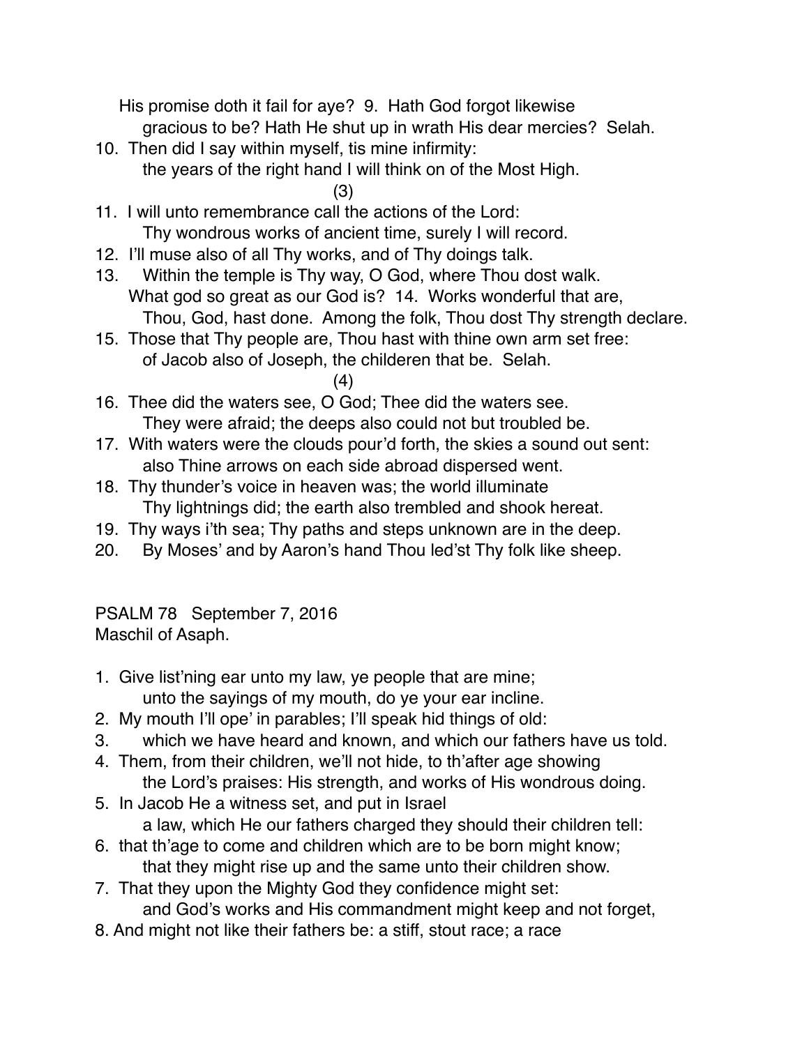His promise doth it fail for aye? 9. Hath God forgot likewise
gracious to be? Hath He shut up in wrath His dear mercies? Selah.

10. Then did I say within myself, tis mine infirmity:
    the years of the right hand I will think on of the Most High.

(3)

11. I will unto remembrance call the actions of the Lord:
    Thy wondrous works of ancient time, surely I will record.
12. I'll muse also of all Thy works, and of Thy doings talk.
13. Within the temple is Thy way, O God, where Thou dost walk.
    What god so great as our God is? 14. Works wonderful that are,
    Thou, God, hast done. Among the folk, Thou dost Thy strength declare.
15. Those that Thy people are, Thou hast with thine own arm set free:
    of Jacob also of Joseph, the childeren that be. Selah.

(4)

16. Thee did the waters see, O God; Thee did the waters see.
    They were afraid; the deeps also could not but troubled be.
17. With waters were the clouds pour'd forth, the skies a sound out sent:
    also Thine arrows on each side abroad dispersed went.
18. Thy thunder's voice in heaven was; the world illuminate
    Thy lightnings did; the earth also trembled and shook hereat.
19. Thy ways i'th sea; Thy paths and steps unknown are in the deep.
20. By Moses' and by Aaron's hand Thou led'st Thy folk like sheep.

## PSALM 78 September 7, 2016

Maschil of Asaph.

1. Give list'ning ear unto my law, ye people that are mine;
   unto the sayings of my mouth, do ye your ear incline.
2. My mouth I'll ope' in parables; I'll speak hid things of old:
3. which we have heard and known, and which our fathers have us told.
4. Them, from their children, we'll not hide, to th'after age showing
   the Lord's praises: His strength, and works of His wondrous doing.
5. In Jacob He a witness set, and put in Israel
   a law, which He our fathers charged they should their children tell:
6. that th'age to come and children which are to be born might know;
   that they might rise up and the same unto their children show.
7. That they upon the Mighty God they confidence might set:
   and God's works and His commandment might keep and not forget,
8. And might not like their fathers be: a stiff, stout race; a race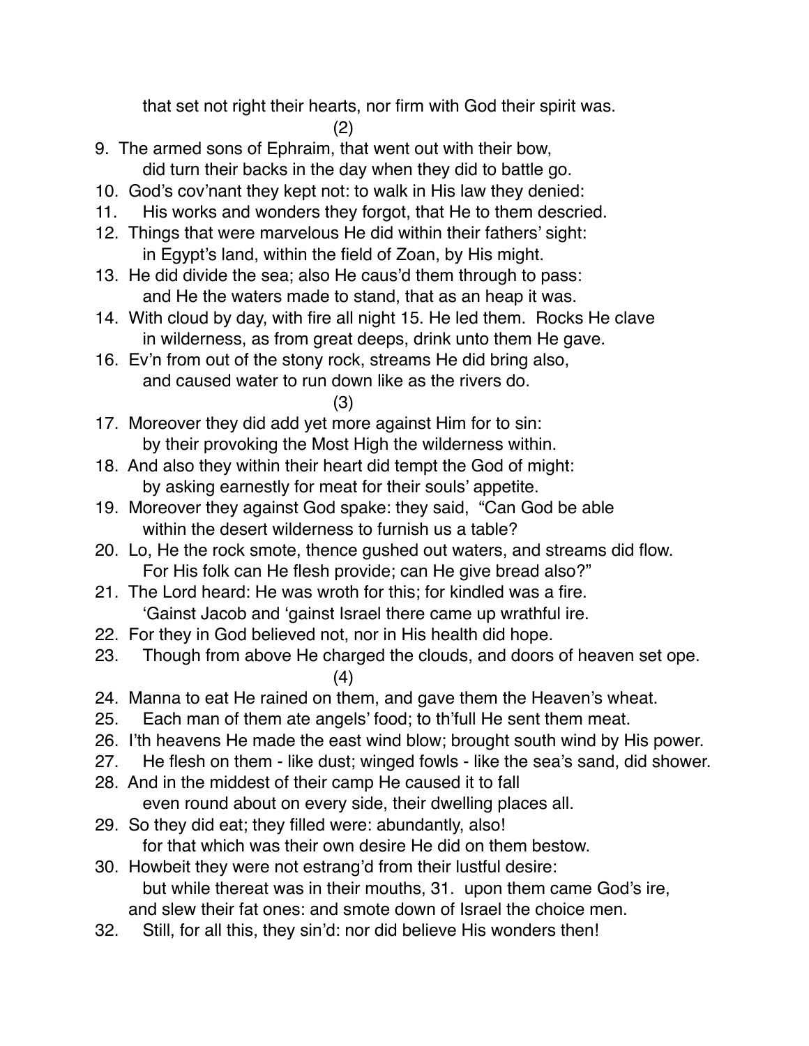that set not right their hearts, nor firm with God their spirit was.

(2)

9. The armed sons of Ephraim, that went out with their bow,
   did turn their backs in the day when they did to battle go.
10. God's cov'nant they kept not: to walk in His law they denied:
11. His works and wonders they forgot, that He to them descried.
12. Things that were marvelous He did within their fathers' sight:
   in Egypt's land, within the field of Zoan, by His might.
13. He did divide the sea; also He caus'd them through to pass:
   and He the waters made to stand, that as an heap it was.
14. With cloud by day, with fire all night 15. He led them. Rocks He clave
   in wilderness, as from great deeps, drink unto them He gave.
16. Ev'n from out of the stony rock, streams He did bring also,
   and caused water to run down like as the rivers do.

(3)

17. Moreover they did add yet more against Him for to sin:
   by their provoking the Most High the wilderness within.
18. And also they within their heart did tempt the God of might:
   by asking earnestly for meat for their souls' appetite.
19. Moreover they against God spake: they said, "Can God be able
   within the desert wilderness to furnish us a table?
20. Lo, He the rock smote, thence gushed out waters, and streams did flow.
   For His folk can He flesh provide; can He give bread also?"
21. The Lord heard: He was wroth for this; for kindled was a fire.
   'Gainst Jacob and 'gainst Israel there came up wrathful ire.
22. For they in God believed not, nor in His health did hope.
23. Though from above He charged the clouds, and doors of heaven set ope.

(4)

24. Manna to eat He rained on them, and gave them the Heaven's wheat.
25. Each man of them ate angels' food; to th'full He sent them meat.
26. I'th heavens He made the east wind blow; brought south wind by His power.
27. He flesh on them - like dust; winged fowls - like the sea's sand, did shower.
28. And in the middest of their camp He caused it to fall
   even round about on every side, their dwelling places all.
29. So they did eat; they filled were: abundantly, also!
   for that which was their own desire He did on them bestow.
30. Howbeit they were not estrang'd from their lustful desire:
   but while thereat was in their mouths, 31. upon them came God's ire,
   and slew their fat ones: and smote down of Israel the choice men.
32. Still, for all this, they sin'd: nor did believe His wonders then!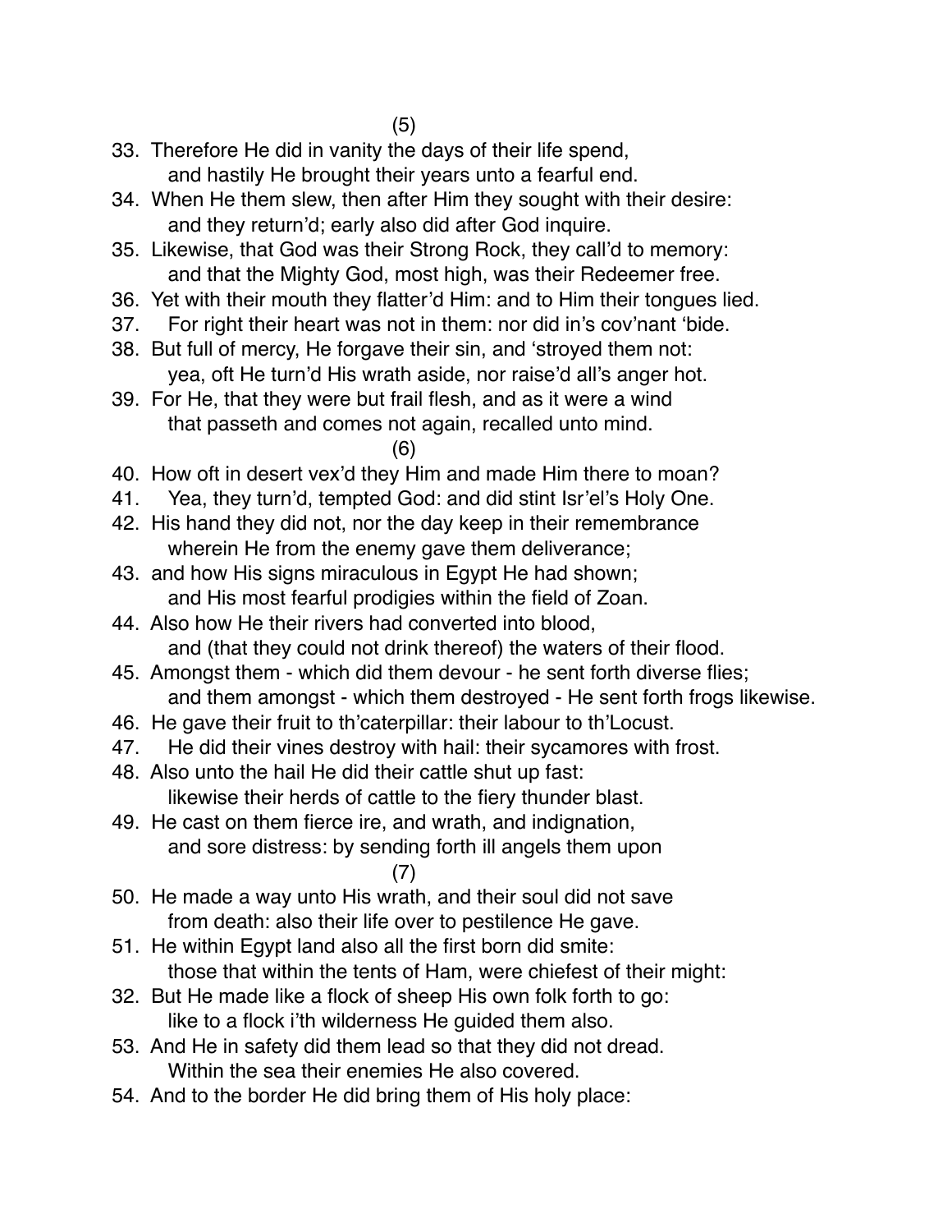(5)

33. Therefore He did in vanity the days of their life spend,
    and hastily He brought their years unto a fearful end.
34. When He them slew, then after Him they sought with their desire:
    and they return'd; early also did after God inquire.
35. Likewise, that God was their Strong Rock, they call'd to memory:
    and that the Mighty God, most high, was their Redeemer free.
36. Yet with their mouth they flatter'd Him: and to Him their tongues lied.
37. For right their heart was not in them: nor did in's cov'nant 'bide.
38. But full of mercy, He forgave their sin, and 'stroyed them not:
    yea, oft He turn'd His wrath aside, nor raise'd all's anger hot.
39. For He, that they were but frail flesh, and as it were a wind
    that passeth and comes not again, recalled unto mind.

(6)

40. How oft in desert vex'd they Him and made Him there to moan?
41. Yea, they turn'd, tempted God: and did stint Isr'el's Holy One.
42. His hand they did not, nor the day keep in their remembrance
    wherein He from the enemy gave them deliverance;
43. and how His signs miraculous in Egypt He had shown;
    and His most fearful prodigies within the field of Zoan.
44. Also how He their rivers had converted into blood,
    and (that they could not drink thereof) the waters of their flood.
45. Amongst them - which did them devour - he sent forth diverse flies;
    and them amongst - which them destroyed - He sent forth frogs likewise.
46. He gave their fruit to th'caterpillar: their labour to th'Locust.
47. He did their vines destroy with hail: their sycamores with frost.
48. Also unto the hail He did their cattle shut up fast:
    likewise their herds of cattle to the fiery thunder blast.
49. He cast on them fierce ire, and wrath, and indignation,
    and sore distress: by sending forth ill angels them upon

(7)

50. He made a way unto His wrath, and their soul did not save
    from death: also their life over to pestilence He gave.
51. He within Egypt land also all the first born did smite:
    those that within the tents of Ham, were chiefest of their might:
32. But He made like a flock of sheep His own folk forth to go:
    like to a flock i'th wilderness He guided them also.
53. And He in safety did them lead so that they did not dread.
    Within the sea their enemies He also covered.
54. And to the border He did bring them of His holy place: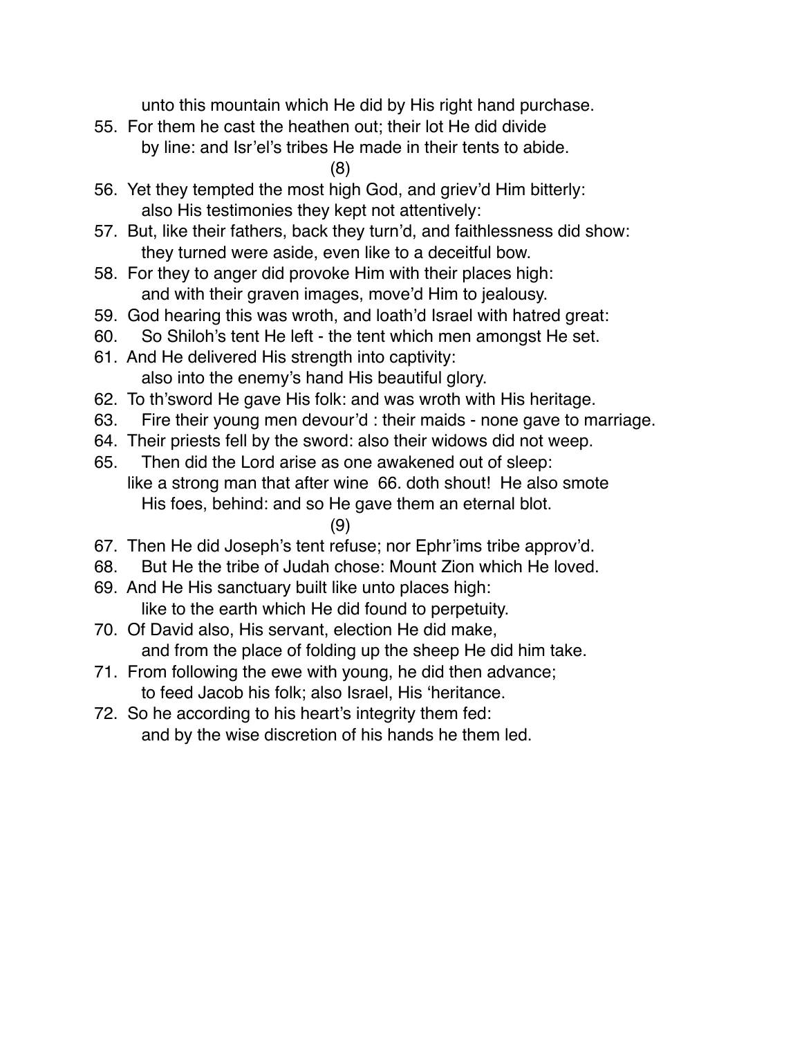unto this mountain which He did by His right hand purchase.

55. For them he cast the heathen out; their lot He did divide
    by line: and Isr'el's tribes He made in their tents to abide.

(8)

56. Yet they tempted the most high God, and griev'd Him bitterly:
    also His testimonies they kept not attentively:
57. But, like their fathers, back they turn'd, and faithlessness did show:
    they turned were aside, even like to a deceitful bow.
58. For they to anger did provoke Him with their places high:
    and with their graven images, move'd Him to jealousy.
59. God hearing this was wroth, and loath'd Israel with hatred great:
60. So Shiloh's tent He left - the tent which men amongst He set.
61. And He delivered His strength into captivity:
    also into the enemy's hand His beautiful glory.
62. To th'sword He gave His folk: and was wroth with His heritage.
63. Fire their young men devour'd : their maids - none gave to marriage.
64. Their priests fell by the sword: also their widows did not weep.
65. Then did the Lord arise as one awakened out of sleep:
    like a strong man that after wine 66. doth shout! He also smote
    His foes, behind: and so He gave them an eternal blot.

(9)

67. Then He did Joseph's tent refuse; nor Ephr'ims tribe approv'd.
68. But He the tribe of Judah chose: Mount Zion which He loved.
69. And He His sanctuary built like unto places high:
    like to the earth which He did found to perpetuity.
70. Of David also, His servant, election He did make,
    and from the place of folding up the sheep He did him take.
71. From following the ewe with young, he did then advance;
    to feed Jacob his folk; also Israel, His 'heritance.
72. So he according to his heart's integrity them fed:
    and by the wise discretion of his hands he them led.